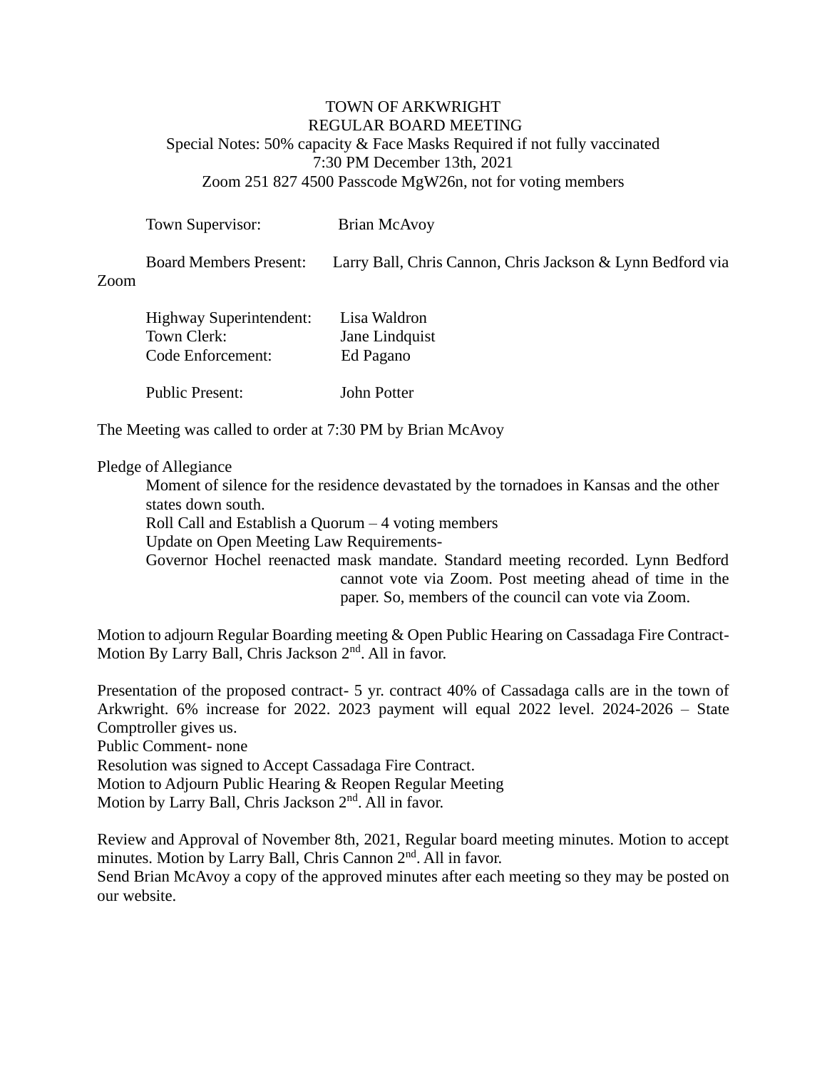TOWN OF ARKWRIGHT
REGULAR BOARD MEETING
Special Notes: 50% capacity & Face Masks Required if not fully vaccinated
7:30 PM December 13th, 2021
Zoom 251 827 4500 Passcode MgW26n, not for voting members

Town Supervisor: Brian McAvoy

Board Members Present: Larry Ball, Chris Cannon, Chris Jackson & Lynn Bedford via Zoom

Highway Superintendent: Lisa Waldron
Town Clerk: Jane Lindquist
Code Enforcement: Ed Pagano

Public Present: John Potter

The Meeting was called to order at 7:30 PM by Brian McAvoy

Pledge of Allegiance

Moment of silence for the residence devastated by the tornadoes in Kansas and the other states down south.
Roll Call and Establish a Quorum – 4 voting members
Update on Open Meeting Law Requirements-
Governor Hochel reenacted mask mandate. Standard meeting recorded. Lynn Bedford cannot vote via Zoom. Post meeting ahead of time in the paper. So, members of the council can vote via Zoom.

Motion to adjourn Regular Boarding meeting & Open Public Hearing on Cassadaga Fire Contract- Motion By Larry Ball, Chris Jackson 2nd. All in favor.

Presentation of the proposed contract- 5 yr. contract 40% of Cassadaga calls are in the town of Arkwright. 6% increase for 2022. 2023 payment will equal 2022 level. 2024-2026 – State Comptroller gives us.
Public Comment- none
Resolution was signed to Accept Cassadaga Fire Contract.
Motion to Adjourn Public Hearing & Reopen Regular Meeting
Motion by Larry Ball, Chris Jackson 2nd. All in favor.

Review and Approval of November 8th, 2021, Regular board meeting minutes. Motion to accept minutes. Motion by Larry Ball, Chris Cannon 2nd. All in favor.
Send Brian McAvoy a copy of the approved minutes after each meeting so they may be posted on our website.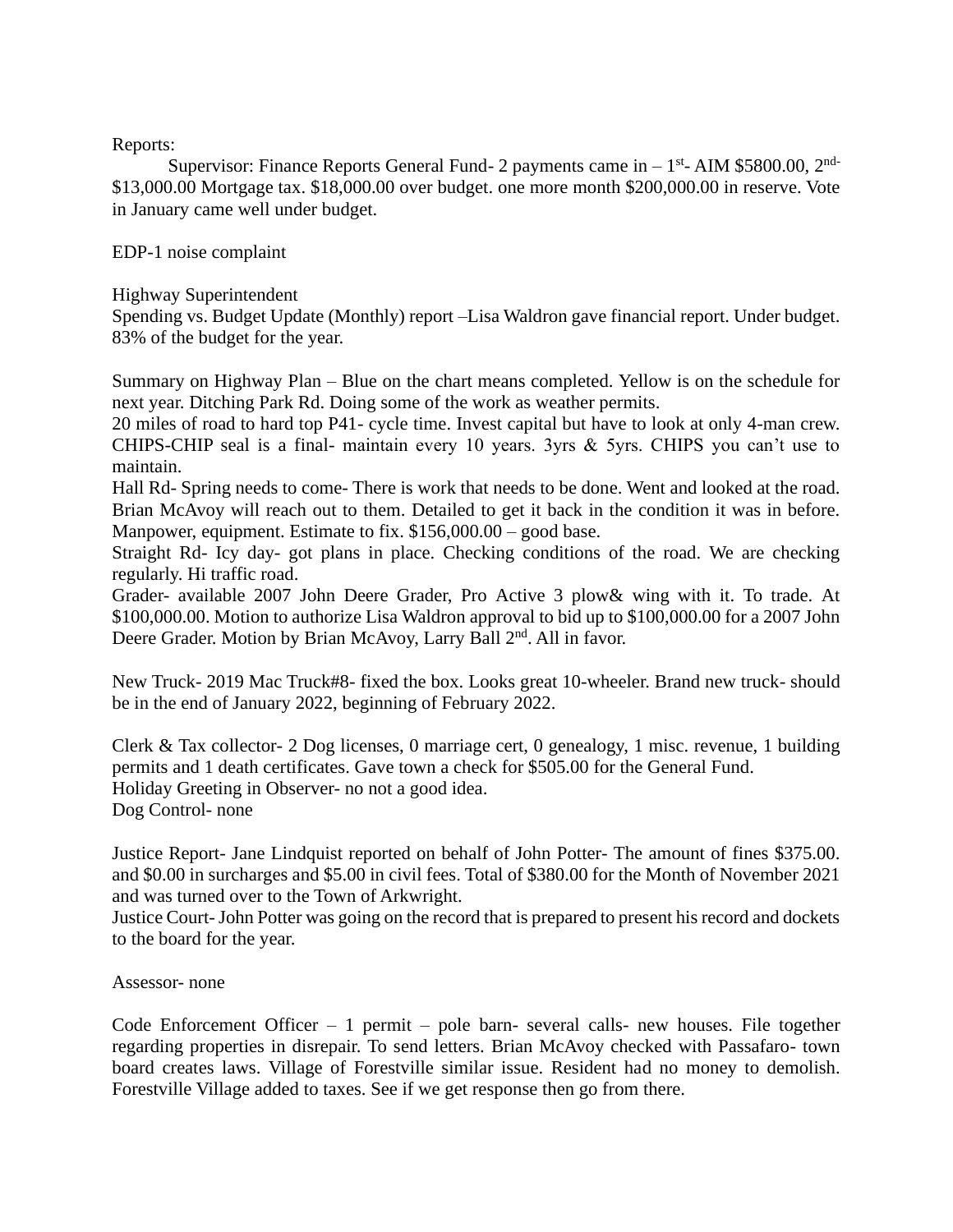Reports:

Supervisor: Finance Reports General Fund- 2 payments came in – 1st- AIM $5800.00, 2nd- $13,000.00 Mortgage tax. $18,000.00 over budget. one more month $200,000.00 in reserve. Vote in January came well under budget.

EDP-1 noise complaint

Highway Superintendent
Spending vs. Budget Update (Monthly) report –Lisa Waldron gave financial report. Under budget. 83% of the budget for the year.

Summary on Highway Plan – Blue on the chart means completed. Yellow is on the schedule for next year. Ditching Park Rd. Doing some of the work as weather permits.
20 miles of road to hard top P41- cycle time. Invest capital but have to look at only 4-man crew. CHIPS-CHIP seal is a final- maintain every 10 years. 3yrs & 5yrs. CHIPS you can't use to maintain.
Hall Rd- Spring needs to come- There is work that needs to be done. Went and looked at the road. Brian McAvoy will reach out to them. Detailed to get it back in the condition it was in before. Manpower, equipment. Estimate to fix. $156,000.00 – good base.
Straight Rd- Icy day- got plans in place. Checking conditions of the road. We are checking regularly. Hi traffic road.
Grader- available 2007 John Deere Grader, Pro Active 3 plow& wing with it. To trade. At $100,000.00. Motion to authorize Lisa Waldron approval to bid up to $100,000.00 for a 2007 John Deere Grader. Motion by Brian McAvoy, Larry Ball 2nd. All in favor.

New Truck- 2019 Mac Truck#8- fixed the box. Looks great 10-wheeler. Brand new truck- should be in the end of January 2022, beginning of February 2022.

Clerk & Tax collector- 2 Dog licenses, 0 marriage cert, 0 genealogy, 1 misc. revenue, 1 building permits and 1 death certificates. Gave town a check for $505.00 for the General Fund.
Holiday Greeting in Observer- no not a good idea.
Dog Control- none

Justice Report- Jane Lindquist reported on behalf of John Potter- The amount of fines $375.00. and $0.00 in surcharges and $5.00 in civil fees. Total of $380.00 for the Month of November 2021 and was turned over to the Town of Arkwright.
Justice Court- John Potter was going on the record that is prepared to present his record and dockets to the board for the year.

Assessor- none

Code Enforcement Officer – 1 permit – pole barn- several calls- new houses. File together regarding properties in disrepair. To send letters. Brian McAvoy checked with Passafaro- town board creates laws. Village of Forestville similar issue. Resident had no money to demolish. Forestville Village added to taxes. See if we get response then go from there.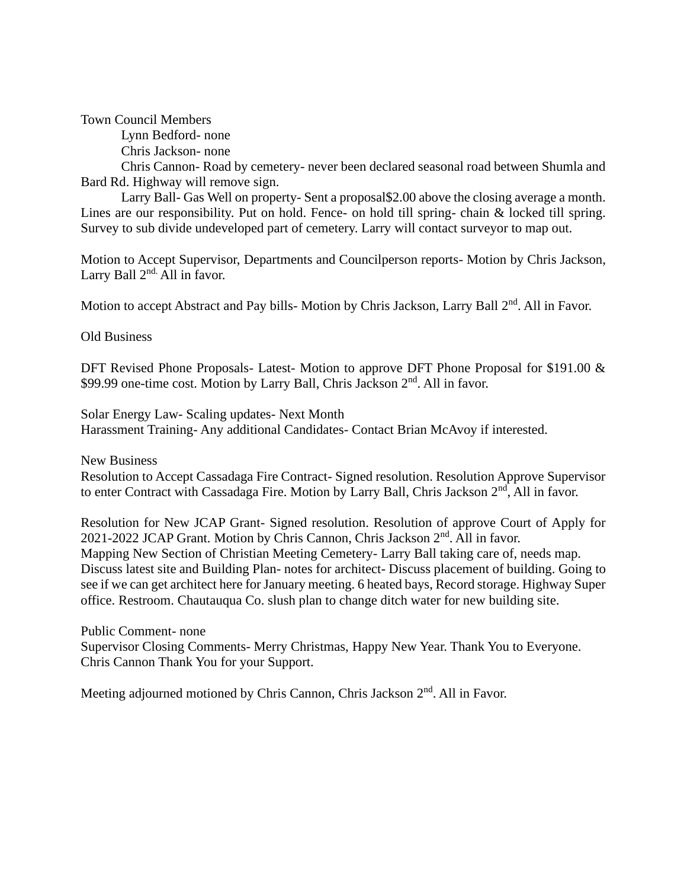Town Council Members

Lynn Bedford- none

Chris Jackson- none

Chris Cannon- Road by cemetery- never been declared seasonal road between Shumla and Bard Rd. Highway will remove sign.

Larry Ball- Gas Well on property- Sent a proposal$2.00 above the closing average a month. Lines are our responsibility. Put on hold. Fence- on hold till spring- chain & locked till spring. Survey to sub divide undeveloped part of cemetery. Larry will contact surveyor to map out.

Motion to Accept Supervisor, Departments and Councilperson reports- Motion by Chris Jackson, Larry Ball 2nd. All in favor.

Motion to accept Abstract and Pay bills- Motion by Chris Jackson, Larry Ball 2nd. All in Favor.

Old Business

DFT Revised Phone Proposals- Latest- Motion to approve DFT Phone Proposal for $191.00 & $99.99 one-time cost. Motion by Larry Ball, Chris Jackson 2nd. All in favor.

Solar Energy Law- Scaling updates- Next Month
Harassment Training- Any additional Candidates- Contact Brian McAvoy if interested.

New Business
Resolution to Accept Cassadaga Fire Contract- Signed resolution. Resolution Approve Supervisor to enter Contract with Cassadaga Fire. Motion by Larry Ball, Chris Jackson 2nd, All in favor.

Resolution for New JCAP Grant- Signed resolution. Resolution of approve Court of Apply for 2021-2022 JCAP Grant. Motion by Chris Cannon, Chris Jackson 2nd. All in favor.
Mapping New Section of Christian Meeting Cemetery- Larry Ball taking care of, needs map.
Discuss latest site and Building Plan- notes for architect- Discuss placement of building. Going to see if we can get architect here for January meeting. 6 heated bays, Record storage. Highway Super office. Restroom. Chautauqua Co. slush plan to change ditch water for new building site.

Public Comment- none
Supervisor Closing Comments- Merry Christmas, Happy New Year. Thank You to Everyone.
Chris Cannon Thank You for your Support.

Meeting adjourned motioned by Chris Cannon, Chris Jackson 2nd. All in Favor.